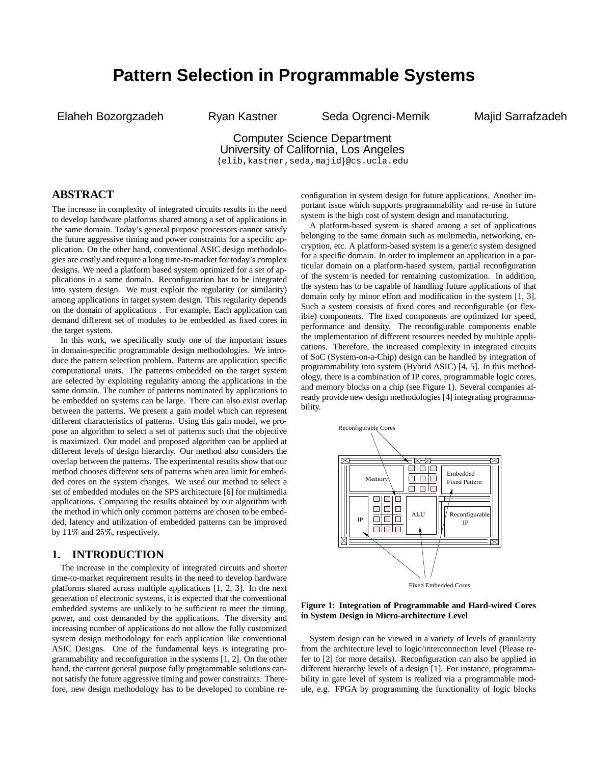# Pattern Selection in Programmable Systems

Elaheh Bozorgzadeh  Ryan Kastner  Seda Ogrenci-Memik  Majid Sarrafzadeh

Computer Science Department
University of California, Los Angeles
{elib,kastner,seda,majid}@cs.ucla.edu

## ABSTRACT

The increase in complexity of integrated circuits results in the need to develop hardware platforms shared among a set of applications in the same domain. Today's general purpose processors cannot satisfy the future aggressive timing and power constraints for a specific application. On the other hand, conventional ASIC design methodologies are costly and require a long time-to-market for today's complex designs. We need a platform based system optimized for a set of applications in a same domain. Reconfiguration has to be integrated into system design. We must exploit the regularity (or similarity) among applications in target system design. This regularity depends on the domain of applications . For example, Each application can demand different set of modules to be embedded as fixed cores in the target system.

In this work, we specifically study one of the important issues in domain-specific programmable design methodologies. We introduce the pattern selection problem. Patterns are application specific computational units. The patterns embedded on the target system are selected by exploiting regularity among the applications in the same domain. The number of patterns nominated by applications to be embedded on systems can be large. There can also exist overlap between the patterns. We present a gain model which can represent different characteristics of patterns. Using this gain model, we propose an algorithm to select a set of patterns such that the objective is maximized. Our model and proposed algorithm can be applied at different levels of design hierarchy. Our method also considers the overlap between the patterns. The experimental results show that our method chooses different sets of patterns when area limit for embedded cores on the system changes. We used our method to select a set of embedded modules on the SPS architecture [6] for multimedia applications. Comparing the results obtained by our algorithm with the method in which only common patterns are chosen to be embedded, latency and utilization of embedded patterns can be improved by $11\%$ and $25\%$, respectively.

## 1. INTRODUCTION

The increase in the complexity of integrated circuits and shorter time-to-market requirement results in the need to develop hardware platforms shared across multiple applications [1, 2, 3]. In the next generation of electronic systems, it is expected that the conventional embedded systems are unlikely to be sufficient to meet the timing, power, and cost demanded by the applications. The diversity and increasing number of applications do not allow the fully customized system design methodology for each application like conventional ASIC Designs. One of the fundamental keys is integrating programmability and reconfiguration in the systems [1, 2]. On the other hand, the current general purpose fully programmable solutions cannot satisfy the future aggressive timing and power constraints. Therefore, new design methodology has to be developed to combine reconfiguration in system design for future applications. Another important issue which supports programmability and re-use in future system is the high cost of system design and manufacturing.

A platform-based system is shared among a set of applications belonging to the same domain such as multimedia, networking, encryption, etc. A platform-based system is a generic system designed for a specific domain. In order to implement an application in a particular domain on a platform-based system, partial reconfiguration of the system is needed for remaining customization. In addition, the system has to be capable of handling future applications of that domain only by minor effort and modification in the system [1, 3]. Such a system consists of fixed cores and reconfigurable (or flexible) components. The fixed components are optimized for speed, performance and density. The reconfigurable components enable the implementation of different resources needed by multiple applications. Therefore, the increased complexity in integrated circuits of SoC (System-on-a-Chip) design can be handled by integration of programmability into system (Hybrid ASIC) [4, 5]. In this methodology, there is a combination of IP cores, programmable logic cores, and memory blocks on a chip (see Figure 1). Several companies already provide new design methodologies [4] integrating programmability.

**Figure 1: Integration of Programmable and Hard-wired Cores in System Design in Micro-architecture Level**

System design can be viewed in a variety of levels of granularity from the architecture level to logic/interconnection level (Please refer to [2] for more details). Reconfiguration can also be applied in different hierarchy levels of a design [1]. For instance, programmability in gate level of system is realized via a programmable module, e.g. FPGA by programming the functionality of logic blocks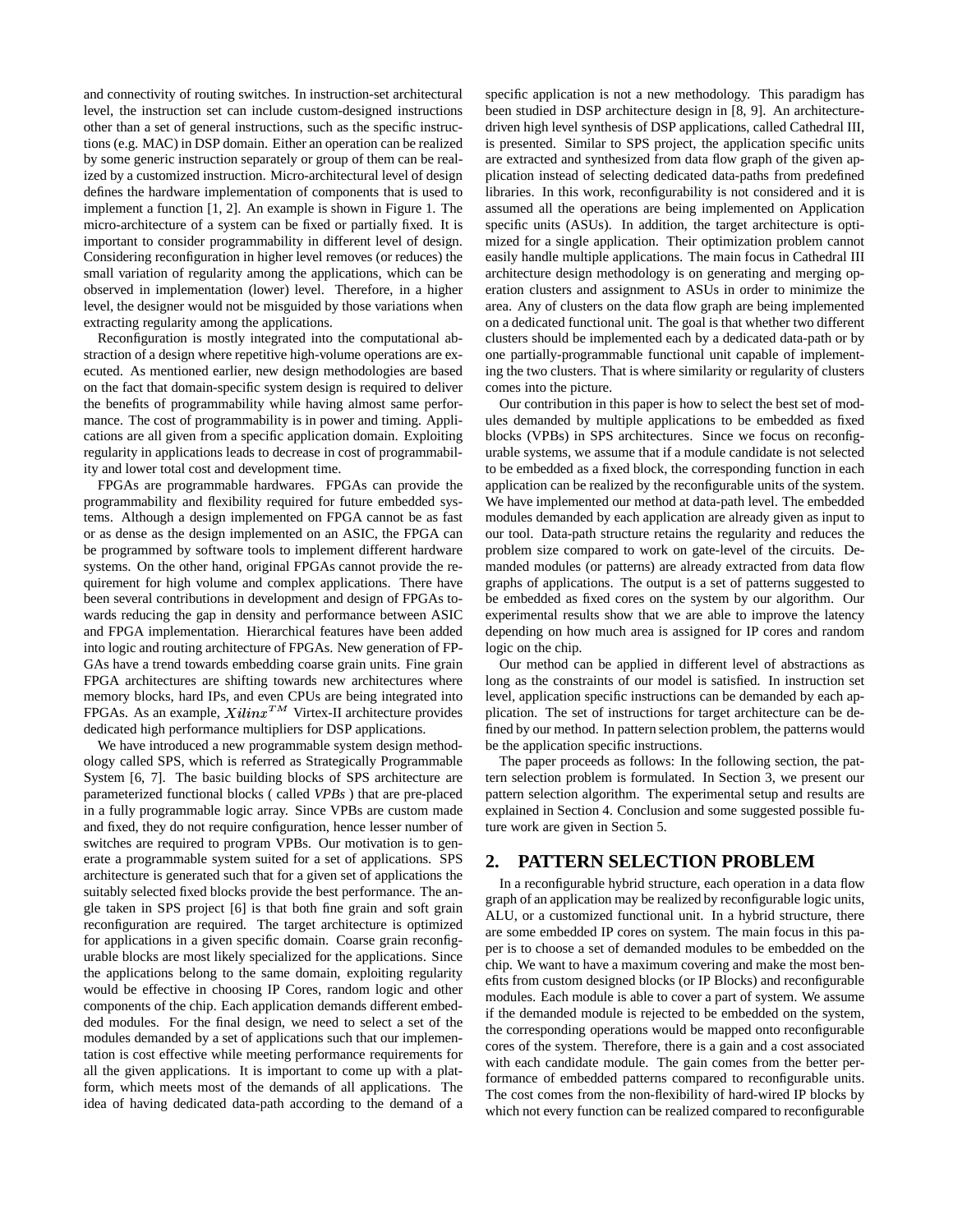and connectivity of routing switches. In instruction-set architectural level, the instruction set can include custom-designed instructions other than a set of general instructions, such as the specific instructions (e.g. MAC) in DSP domain. Either an operation can be realized by some generic instruction separately or group of them can be realized by a customized instruction. Micro-architectural level of design defines the hardware implementation of components that is used to implement a function [1, 2]. An example is shown in Figure 1. The micro-architecture of a system can be fixed or partially fixed. It is important to consider programmability in different level of design. Considering reconfiguration in higher level removes (or reduces) the small variation of regularity among the applications, which can be observed in implementation (lower) level. Therefore, in a higher level, the designer would not be misguided by those variations when extracting regularity among the applications.

Reconfiguration is mostly integrated into the computational abstraction of a design where repetitive high-volume operations are executed. As mentioned earlier, new design methodologies are based on the fact that domain-specific system design is required to deliver the benefits of programmability while having almost same performance. The cost of programmability is in power and timing. Applications are all given from a specific application domain. Exploiting regularity in applications leads to decrease in cost of programmability and lower total cost and development time.

FPGAs are programmable hardwares. FPGAs can provide the programmability and flexibility required for future embedded systems. Although a design implemented on FPGA cannot be as fast or as dense as the design implemented on an ASIC, the FPGA can be programmed by software tools to implement different hardware systems. On the other hand, original FPGAs cannot provide the requirement for high volume and complex applications. There have been several contributions in development and design of FPGAs towards reducing the gap in density and performance between ASIC and FPGA implementation. Hierarchical features have been added into logic and routing architecture of FPGAs. New generation of FPGAs have a trend towards embedding coarse grain units. Fine grain FPGA architectures are shifting towards new architectures where memory blocks, hard IPs, and even CPUs are being integrated into FPGAs. As an example, $Xilinx^{TM}$ Virtex-II architecture provides dedicated high performance multipliers for DSP applications.

We have introduced a new programmable system design methodology called SPS, which is referred as Strategically Programmable System [6, 7]. The basic building blocks of SPS architecture are parameterized functional blocks ( called *VPBs* ) that are pre-placed in a fully programmable logic array. Since VPBs are custom made and fixed, they do not require configuration, hence lesser number of switches are required to program VPBs. Our motivation is to generate a programmable system suited for a set of applications. SPS architecture is generated such that for a given set of applications the suitably selected fixed blocks provide the best performance. The angle taken in SPS project [6] is that both fine grain and soft grain reconfiguration are required. The target architecture is optimized for applications in a given specific domain. Coarse grain reconfigurable blocks are most likely specialized for the applications. Since the applications belong to the same domain, exploiting regularity would be effective in choosing IP Cores, random logic and other components of the chip. Each application demands different embedded modules. For the final design, we need to select a set of the modules demanded by a set of applications such that our implementation is cost effective while meeting performance requirements for all the given applications. It is important to come up with a platform, which meets most of the demands of all applications. The idea of having dedicated data-path according to the demand of a specific application is not a new methodology. This paradigm has been studied in DSP architecture design in [8, 9]. An architecture-driven high level synthesis of DSP applications, called Cathedral III, is presented. Similar to SPS project, the application specific units are extracted and synthesized from data flow graph of the given application instead of selecting dedicated data-paths from predefined libraries. In this work, reconfigurability is not considered and it is assumed all the operations are being implemented on Application specific units (ASUs). In addition, the target architecture is optimized for a single application. Their optimization problem cannot easily handle multiple applications. The main focus in Cathedral III architecture design methodology is on generating and merging operation clusters and assignment to ASUs in order to minimize the area. Any of clusters on the data flow graph are being implemented on a dedicated functional unit. The goal is that whether two different clusters should be implemented each by a dedicated data-path or by one partially-programmable functional unit capable of implementing the two clusters. That is where similarity or regularity of clusters comes into the picture.

Our contribution in this paper is how to select the best set of modules demanded by multiple applications to be embedded as fixed blocks (VPBs) in SPS architectures. Since we focus on reconfigurable systems, we assume that if a module candidate is not selected to be embedded as a fixed block, the corresponding function in each application can be realized by the reconfigurable units of the system. We have implemented our method at data-path level. The embedded modules demanded by each application are already given as input to our tool. Data-path structure retains the regularity and reduces the problem size compared to work on gate-level of the circuits. Demanded modules (or patterns) are already extracted from data flow graphs of applications. The output is a set of patterns suggested to be embedded as fixed cores on the system by our algorithm. Our experimental results show that we are able to improve the latency depending on how much area is assigned for IP cores and random logic on the chip.

Our method can be applied in different level of abstractions as long as the constraints of our model is satisfied. In instruction set level, application specific instructions can be demanded by each application. The set of instructions for target architecture can be defined by our method. In pattern selection problem, the patterns would be the application specific instructions.

The paper proceeds as follows: In the following section, the pattern selection problem is formulated. In Section 3, we present our pattern selection algorithm. The experimental setup and results are explained in Section 4. Conclusion and some suggested possible future work are given in Section 5.

## 2. PATTERN SELECTION PROBLEM

In a reconfigurable hybrid structure, each operation in a data flow graph of an application may be realized by reconfigurable logic units, ALU, or a customized functional unit. In a hybrid structure, there are some embedded IP cores on system. The main focus in this paper is to choose a set of demanded modules to be embedded on the chip. We want to have a maximum covering and make the most benefits from custom designed blocks (or IP Blocks) and reconfigurable modules. Each module is able to cover a part of system. We assume if the demanded module is rejected to be embedded on the system, the corresponding operations would be mapped onto reconfigurable cores of the system. Therefore, there is a gain and a cost associated with each candidate module. The gain comes from the better performance of embedded patterns compared to reconfigurable units. The cost comes from the non-flexibility of hard-wired IP blocks by which not every function can be realized compared to reconfigurable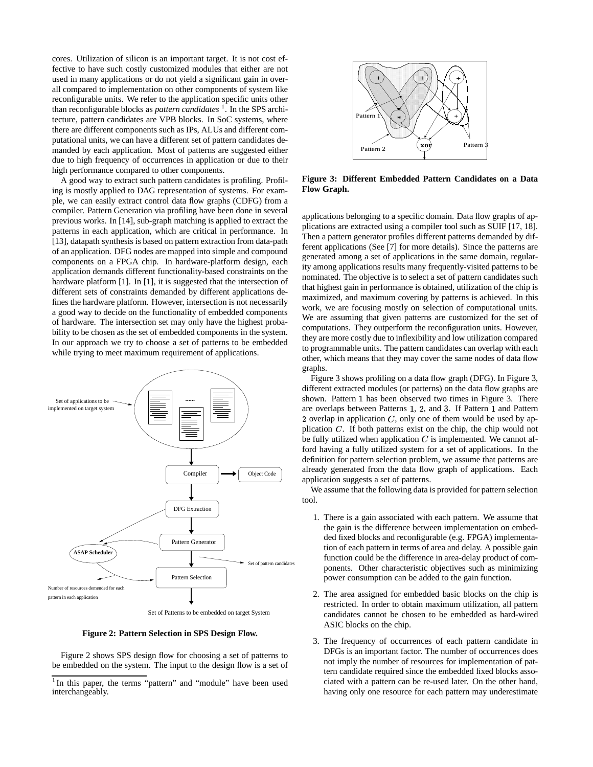cores. Utilization of silicon is an important target. It is not cost effective to have such costly customized modules that either are not used in many applications or do not yield a significant gain in overall compared to implementation on other components of system like reconfigurable units. We refer to the application specific units other than reconfigurable blocks as *pattern candidates* [1]. In the SPS architecture, pattern candidates are VPB blocks. In SoC systems, where there are different components such as IPs, ALUs and different computational units, we can have a different set of pattern candidates demanded by each application. Most of patterns are suggested either due to high frequency of occurrences in application or due to their high performance compared to other components.

A good way to extract such pattern candidates is profiling. Profiling is mostly applied to DAG representation of systems. For example, we can easily extract control data flow graphs (CDFG) from a compiler. Pattern Generation via profiling have been done in several previous works. In [14], sub-graph matching is applied to extract the patterns in each application, which are critical in performance. In [13], datapath synthesis is based on pattern extraction from data-path of an application. DFG nodes are mapped into simple and compound components on a FPGA chip. In hardware-platform design, each application demands different functionality-based constraints on the hardware platform [1]. In [1], it is suggested that the intersection of different sets of constraints demanded by different applications defines the hardware platform. However, intersection is not necessarily a good way to decide on the functionality of embedded components of hardware. The intersection set may only have the highest probability to be chosen as the set of embedded components in the system. In our approach we try to choose a set of patterns to be embedded while trying to meet maximum requirement of applications.

**Figure 2: Pattern Selection in SPS Design Flow.**

Figure 2 shows SPS design flow for choosing a set of patterns to be embedded on the system. The input to the design flow is a set of applications belonging to a specific domain. Data flow graphs of applications are extracted using a compiler tool such as SUIF [17, 18]. Then a pattern generator profiles different patterns demanded by different applications (See [7] for more details). Since the patterns are generated among a set of applications in the same domain, regularity among applications results many frequently-visited patterns to be nominated. The objective is to select a set of pattern candidates such that highest gain in performance is obtained, utilization of the chip is maximized, and maximum covering by patterns is achieved. In this work, we are focusing mostly on selection of computational units. We are assuming that given patterns are customized for the set of computations. They outperform the reconfiguration units. However, they are more costly due to inflexibility and low utilization compared to programmable units. The pattern candidates can overlap with each other, which means that they may cover the same nodes of data flow graphs.

**Figure 3: Different Embedded Pattern Candidates on a Data Flow Graph.**

Figure 3 shows profiling on a data flow graph (DFG). In Figure 3, different extracted modules (or patterns) on the data flow graphs are shown. Pattern 1 has been observed two times in Figure 3. There are overlaps between Patterns 1, 2, and 3. If Pattern 1 and Pattern 2 overlap in application $C$, only one of them would be used by application $C$. If both patterns exist on the chip, the chip would not be fully utilized when application $C$ is implemented. We cannot afford having a fully utilized system for a set of applications. In the definition for pattern selection problem, we assume that patterns are already generated from the data flow graph of applications. Each application suggests a set of patterns.

We assume that the following data is provided for pattern selection tool.

1. There is a gain associated with each pattern. We assume that the gain is the difference between implementation on embedded fixed blocks and reconfigurable (e.g. FPGA) implementation of each pattern in terms of area and delay. A possible gain function could be the difference in area-delay product of components. Other characteristic objectives such as minimizing power consumption can be added to the gain function.

2. The area assigned for embedded basic blocks on the chip is restricted. In order to obtain maximum utilization, all pattern candidates cannot be chosen to be embedded as hard-wired ASIC blocks on the chip.

3. The frequency of occurrences of each pattern candidate in DFGs is an important factor. The number of occurrences does not imply the number of resources for implementation of pattern candidate required since the embedded fixed blocks associated with a pattern can be re-used later. On the other hand, having only one resource for each pattern may underestimate

[1] In this paper, the terms "pattern" and "module" have been used interchangeably.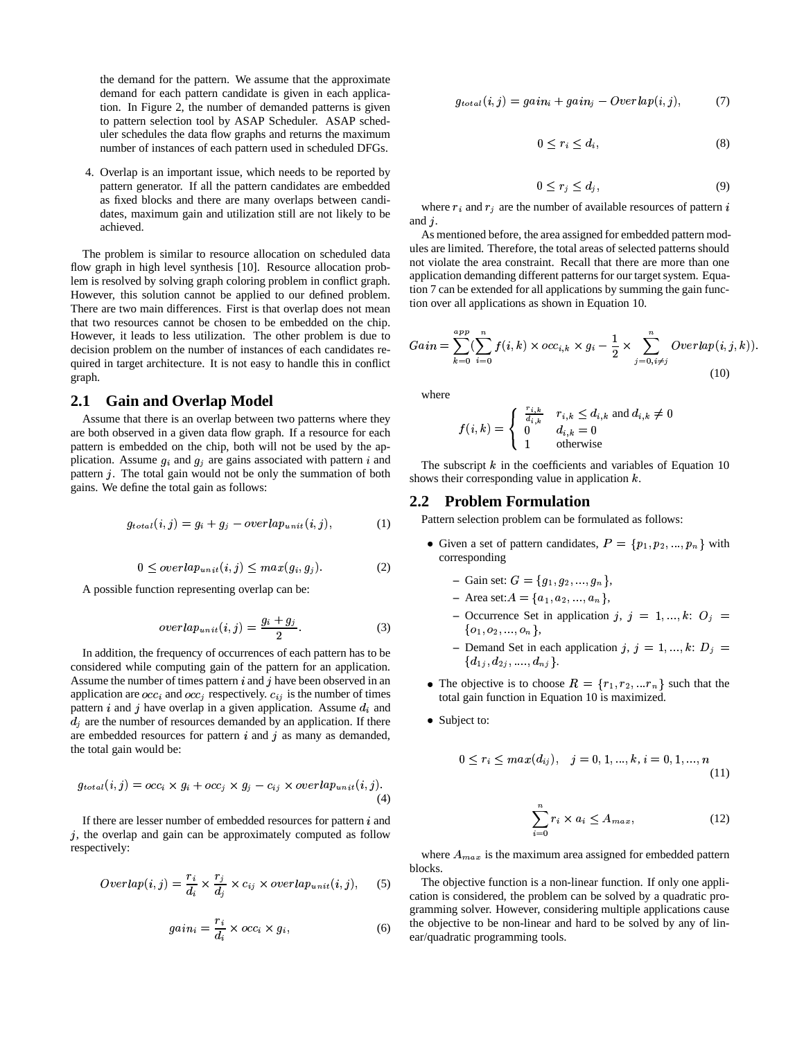the demand for the pattern. We assume that the approximate demand for each pattern candidate is given in each application. In Figure 2, the number of demanded patterns is given to pattern selection tool by ASAP Scheduler. ASAP scheduler schedules the data flow graphs and returns the maximum number of instances of each pattern used in scheduled DFGs.

4. Overlap is an important issue, which needs to be reported by pattern generator. If all the pattern candidates are embedded as fixed blocks and there are many overlaps between candidates, maximum gain and utilization still are not likely to be achieved.

The problem is similar to resource allocation on scheduled data flow graph in high level synthesis [10]. Resource allocation problem is resolved by solving graph coloring problem in conflict graph. However, this solution cannot be applied to our defined problem. There are two main differences. First is that overlap does not mean that two resources cannot be chosen to be embedded on the chip. However, it leads to less utilization. The other problem is due to decision problem on the number of instances of each candidates required in target architecture. It is not easy to handle this in conflict graph.

## 2.1 Gain and Overlap Model

Assume that there is an overlap between two patterns where they are both observed in a given data flow graph. If a resource for each pattern is embedded on the chip, both will not be used by the application. Assume $g_i$ and $g_j$ are gains associated with pattern $i$ and pattern $j$. The total gain would not be only the summation of both gains. We define the total gain as follows:

$$g_{total}(i,j) = g_i + g_j - overlap_{unit}(i,j), \tag{1}$$

$$0 \leq overlap_{unit}(i,j) \leq max(g_i, g_j). \tag{2}$$

A possible function representing overlap can be:

$$overlap_{unit}(i,j) = \frac{g_i + g_j}{2}. \tag{3}$$

In addition, the frequency of occurrences of each pattern has to be considered while computing gain of the pattern for an application. Assume the number of times pattern $i$ and $j$ have been observed in an application are $occ_i$ and $occ_j$ respectively. $c_{ij}$ is the number of times pattern $i$ and $j$ have overlap in a given application. Assume $d_i$ and $d_j$ are the number of resources demanded by an application. If there are embedded resources for pattern $i$ and $j$ as many as demanded, the total gain would be:

$$g_{total}(i,j) = occ_i \times g_i + occ_j \times g_j - c_{ij} \times overlap_{unit}(i,j). \tag{4}$$

If there are lesser number of embedded resources for pattern $i$ and $j$, the overlap and gain can be approximately computed as follow respectively:

$$Overlap(i,j) = \frac{r_i}{d_i} \times \frac{r_j}{d_j} \times c_{ij} \times overlap_{unit}(i,j), \tag{5}$$

$$gain_i = \frac{r_i}{d_i} \times occ_i \times g_i, \tag{6}$$

$$g_{total}(i,j) = gain_i + gain_j - Overlap(i,j), \tag{7}$$

$$0 \leq r_i \leq d_i, \tag{8}$$

$$0 \leq r_j \leq d_j, \tag{9}$$

where $r_i$ and $r_j$ are the number of available resources of pattern $i$ and $j$.

As mentioned before, the area assigned for embedded pattern modules are limited. Therefore, the total areas of selected patterns should not violate the area constraint. Recall that there are more than one application demanding different patterns for our target system. Equation 7 can be extended for all applications by summing the gain function over all applications as shown in Equation 10.

$$Gain = \sum_{k=0}^{app}\left(\sum_{i=0}^{n} f(i,k) \times occ_{i,k} \times g_i - \frac{1}{2} \times \sum_{j=0, i \neq j}^{n} Overlap(i,j,k)\right). \tag{10}$$

where

$$f(i,k) = \begin{cases} \frac{r_{i,k}}{d_{i,k}} & r_{i,k} \leq d_{i,k} \text{ and } d_{i,k} \neq 0 \\ 0 & d_{i,k} = 0 \\ 1 & \text{otherwise} \end{cases}$$

The subscript $k$ in the coefficients and variables of Equation 10 shows their corresponding value in application $k$.

## 2.2 Problem Formulation

Pattern selection problem can be formulated as follows:

- Given a set of pattern candidates, $P = \{p_1, p_2, ..., p_n\}$ with corresponding
  - Gain set: $G = \{g_1, g_2, ..., g_n\}$,
  - Area set: $A = \{a_1, a_2, ..., a_n\}$,
  - Occurrence Set in application $j$, $j = 1, ..., k$: $O_j = \{o_1, o_2, ..., o_n\}$,
  - Demand Set in each application $j$, $j = 1, ..., k$: $D_j = \{d_{1j}, d_{2j}, ...., d_{nj}\}$.
- The objective is to choose $R = \{r_1, r_2, ...r_n\}$ such that the total gain function in Equation 10 is maximized.
- Subject to:

$$0 \leq r_i \leq max(d_{ij}), \quad j = 0, 1, ..., k, i = 0, 1, ..., n \tag{11}$$

$$\sum_{i=0}^{n} r_i \times a_i \leq A_{max}, \tag{12}$$

where $A_{max}$ is the maximum area assigned for embedded pattern blocks.

The objective function is a non-linear function. If only one application is considered, the problem can be solved by a quadratic programming solver. However, considering multiple applications cause the objective to be non-linear and hard to be solved by any of linear/quadratic programming tools.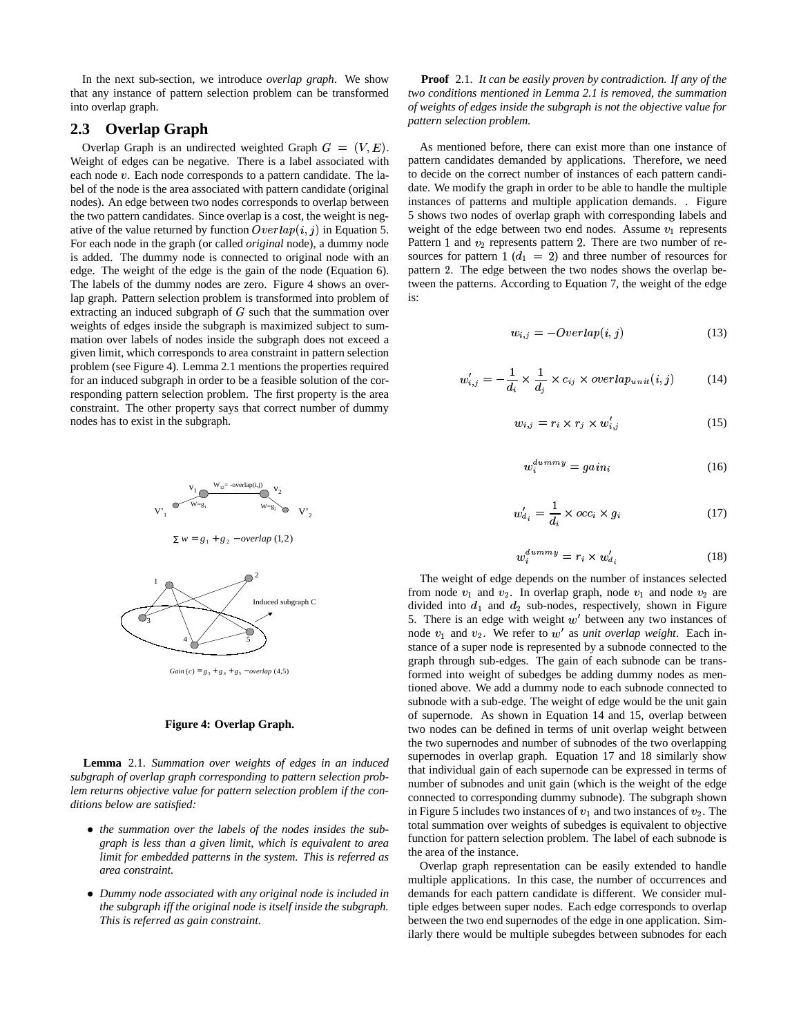In the next sub-section, we introduce *overlap graph*. We show that any instance of pattern selection problem can be transformed into overlap graph.

## 2.3 Overlap Graph

Overlap Graph is an undirected weighted Graph $G = (V, E)$. Weight of edges can be negative. There is a label associated with each node $v$. Each node corresponds to a pattern candidate. The label of the node is the area associated with pattern candidate (original nodes). An edge between two nodes corresponds to overlap between the two pattern candidates. Since overlap is a cost, the weight is negative of the value returned by function $Overlap(i, j)$ in Equation 5. For each node in the graph (or called *original* node), a dummy node is added. The dummy node is connected to original node with an edge. The weight of the edge is the gain of the node (Equation 6). The labels of the dummy nodes are zero. Figure 4 shows an overlap graph. Pattern selection problem is transformed into problem of extracting an induced subgraph of $G$ such that the summation over weights of edges inside the subgraph is maximized subject to summation over labels of nodes inside the subgraph does not exceed a given limit, which corresponds to area constraint in pattern selection problem (see Figure 4). Lemma 2.1 mentions the properties required for an induced subgraph in order to be a feasible solution of the corresponding pattern selection problem. The first property is the area constraint. The other property says that correct number of dummy nodes has to exist in the subgraph.

**Figure 4: Overlap Graph.**

**Lemma** 2.1. *Summation over weights of edges in an induced subgraph of overlap graph corresponding to pattern selection problem returns objective value for pattern selection problem if the conditions below are satisfied:*

- *the summation over the labels of the nodes insides the subgraph is less than a given limit, which is equivalent to area limit for embedded patterns in the system. This is referred as area constraint.*
- *Dummy node associated with any original node is included in the subgraph iff the original node is itself inside the subgraph. This is referred as gain constraint.*

**Proof** 2.1. *It can be easily proven by contradiction. If any of the two conditions mentioned in Lemma 2.1 is removed, the summation of weights of edges inside the subgraph is not the objective value for pattern selection problem.*

As mentioned before, there can exist more than one instance of pattern candidates demanded by applications. Therefore, we need to decide on the correct number of instances of each pattern candidate. We modify the graph in order to be able to handle the multiple instances of patterns and multiple application demands. . Figure 5 shows two nodes of overlap graph with corresponding labels and weight of the edge between two end nodes. Assume $v_1$ represents Pattern 1 and $v_2$ represents pattern 2. There are two number of resources for pattern 1 ($d_1 = 2$) and three number of resources for pattern 2. The edge between the two nodes shows the overlap between the patterns. According to Equation 7, the weight of the edge is:

$$w_{i,j} = -Overlap(i, j) \tag{13}$$

$$w'_{i,j} = -\frac{1}{d_i} \times \frac{1}{d_j} \times c_{ij} \times overlap_{unit}(i, j) \tag{14}$$

$$w_{i,j} = r_i \times r_j \times w'_{i,j} \tag{15}$$

$$w_i^{dummy} = gain_i \tag{16}$$

$$w'_{d_i} = \frac{1}{d_i} \times occ_i \times g_i \tag{17}$$

$$w_i^{dummy} = r_i \times w'_{d_i} \tag{18}$$

The weight of edge depends on the number of instances selected from node $v_1$ and $v_2$. In overlap graph, node $v_1$ and node $v_2$ are divided into $d_1$ and $d_2$ sub-nodes, respectively, shown in Figure 5. There is an edge with weight $w'$ between any two instances of node $v_1$ and $v_2$. We refer to $w'$ as *unit overlap weight*. Each instance of a super node is represented by a subnode connected to the graph through sub-edges. The gain of each subnode can be transformed into weight of subedges be adding dummy nodes as mentioned above. We add a dummy node to each subnode connected to subnode with a sub-edge. The weight of edge would be the unit gain of supernode. As shown in Equation 14 and 15, overlap between two nodes can be defined in terms of unit overlap weight between the two supernodes and number of subnodes of the two overlapping supernodes in overlap graph. Equation 17 and 18 similarly show that individual gain of each supernode can be expressed in terms of number of subnodes and unit gain (which is the weight of the edge connected to corresponding dummy subnode). The subgraph shown in Figure 5 includes two instances of $v_1$ and two instances of $v_2$. The total summation over weights of subedges is equivalent to objective function for pattern selection problem. The label of each subnode is the area of the instance.

Overlap graph representation can be easily extended to handle multiple applications. In this case, the number of occurrences and demands for each pattern candidate is different. We consider multiple edges between super nodes. Each edge corresponds to overlap between the two end supernodes of the edge in one application. Similarly there would be multiple subegdes between subnodes for each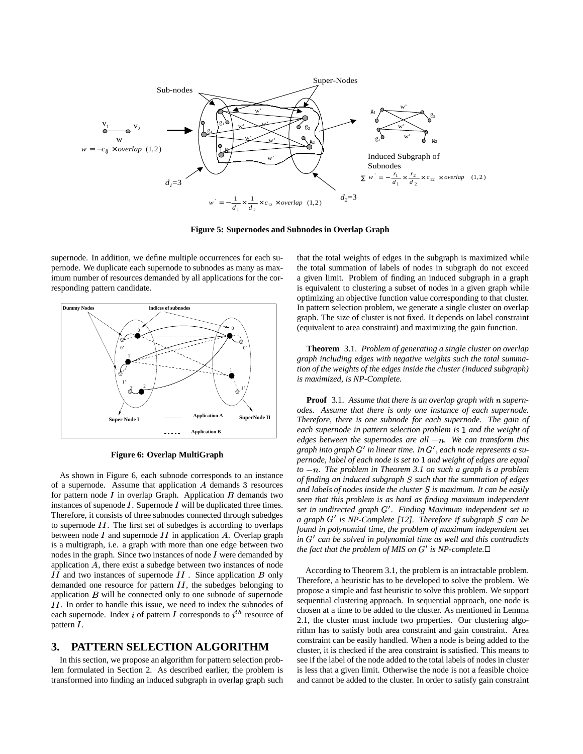Figure 5: Supernodes and Subnodes in Overlap Graph

supernode. In addition, we define multiple occurrences for each supernode. We duplicate each supernode to subnodes as many as maximum number of resources demanded by all applications for the corresponding pattern candidate.

Figure 6: Overlap MultiGraph

As shown in Figure 6, each subnode corresponds to an instance of a supernode. Assume that application $A$ demands $3$ resources for pattern node $I$ in overlap Graph. Application $B$ demands two instances of supenode $I$. Supernode $I$ will be duplicated three times. Therefore, it consists of three subnodes connected through subedges to supernode $II$. The first set of subedges is according to overlaps between node $I$ and supernode $II$ in application $A$. Overlap graph is a multigraph, i.e. a graph with more than one edge between two nodes in the graph. Since two instances of node $I$ were demanded by application $A$, there exist a subedge between two instances of node $II$ and two instances of supernode $II$. Since application $B$ only demanded one resource for pattern $II$, the subedges belonging to application $B$ will be connected only to one subnode of supernode $II$. In order to handle this issue, we need to index the subnodes of each supernode. Index $i$ of pattern $I$ corresponds to $i^{th}$ resource of pattern $I$.

## 3. PATTERN SELECTION ALGORITHM

In this section, we propose an algorithm for pattern selection problem formulated in Section 2. As described earlier, the problem is transformed into finding an induced subgraph in overlap graph such that the total weights of edges in the subgraph is maximized while the total summation of labels of nodes in subgraph do not exceed a given limit. Problem of finding an induced subgraph in a graph is equivalent to clustering a subset of nodes in a given graph while optimizing an objective function value corresponding to that cluster. In pattern selection problem, we generate a single cluster on overlap graph. The size of cluster is not fixed. It depends on label constraint (equivalent to area constraint) and maximizing the gain function.

**Theorem** 3.1. *Problem of generating a single cluster on overlap graph including edges with negative weights such the total summation of the weights of the edges inside the cluster (induced subgraph) is maximized, is NP-Complete.*

**Proof** 3.1. *Assume that there is an overlap graph with $n$ supernodes. Assume that there is only one instance of each supernode. Therefore, there is one subnode for each supernode. The gain of each supernode in pattern selection problem is $1$ and the weight of edges between the supernodes are all $-n$. We can transform this graph into graph $G'$ in linear time. In $G'$, each node represents a supernode, label of each node is set to $1$ and weight of edges are equal to $-n$. The problem in Theorem 3.1 on such a graph is a problem of finding an induced subgraph $S$ such that the summation of edges and labels of nodes inside the cluster $S$ is maximum. It can be easily seen that this problem is as hard as finding maximum independent set in undirected graph $G'$. Finding Maximum independent set in a graph $G'$ is NP-Complete [12]. Therefore if subgraph $S$ can be found in polynomial time, the problem of maximum independent set in $G'$ can be solved in polynomial time as well and this contradicts the fact that the problem of MIS on $G'$ is NP-complete.*□

According to Theorem 3.1, the problem is an intractable problem. Therefore, a heuristic has to be developed to solve the problem. We propose a simple and fast heuristic to solve this problem. We support sequential clustering approach. In sequential approach, one node is chosen at a time to be added to the cluster. As mentioned in Lemma 2.1, the cluster must include two properties. Our clustering algorithm has to satisfy both area constraint and gain constraint. Area constraint can be easily handled. When a node is being added to the cluster, it is checked if the area constraint is satisfied. This means to see if the label of the node added to the total labels of nodes in cluster is less that a given limit. Otherwise the node is not a feasible choice and cannot be added to the cluster. In order to satisfy gain constraint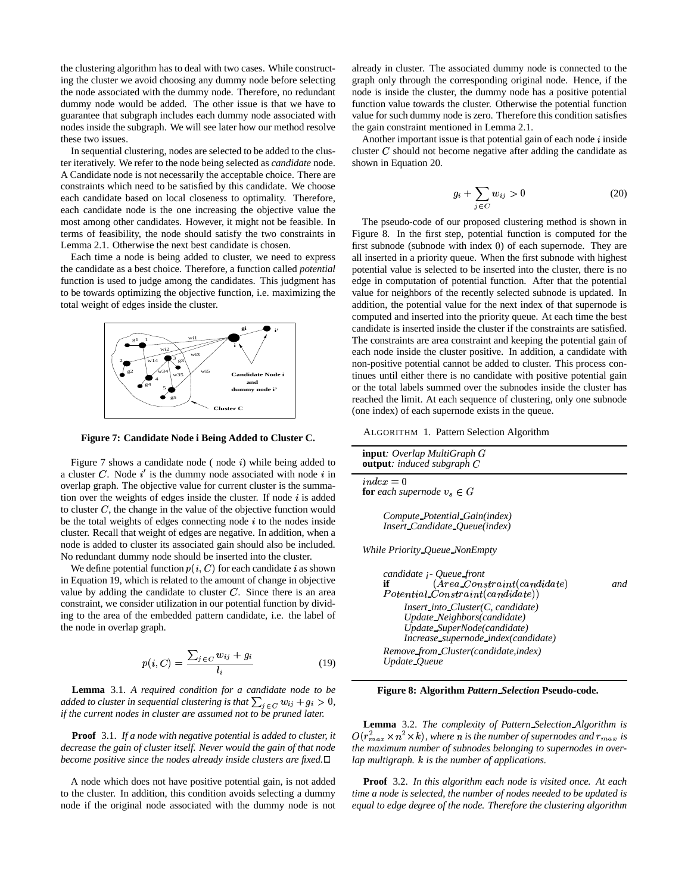the clustering algorithm has to deal with two cases. While constructing the cluster we avoid choosing any dummy node before selecting the node associated with the dummy node. Therefore, no redundant dummy node would be added. The other issue is that we have to guarantee that subgraph includes each dummy node associated with nodes inside the subgraph. We will see later how our method resolve these two issues.

In sequential clustering, nodes are selected to be added to the cluster iteratively. We refer to the node being selected as *candidate* node. A Candidate node is not necessarily the acceptable choice. There are constraints which need to be satisfied by this candidate. We choose each candidate based on local closeness to optimality. Therefore, each candidate node is the one increasing the objective value the most among other candidates. However, it might not be feasible. In terms of feasibility, the node should satisfy the two constraints in Lemma 2.1. Otherwise the next best candidate is chosen.

Each time a node is being added to cluster, we need to express the candidate as a best choice. Therefore, a function called *potential* function is used to judge among the candidates. This judgment has to be towards optimizing the objective function, i.e. maximizing the total weight of edges inside the cluster.

**Figure 7: Candidate Node i Being Added to Cluster C.**

Figure 7 shows a candidate node ( node $i$) while being added to a cluster $C$. Node $i'$ is the dummy node associated with node $i$ in overlap graph. The objective value for current cluster is the summation over the weights of edges inside the cluster. If node $i$ is added to cluster $C$, the change in the value of the objective function would be the total weights of edges connecting node $i$ to the nodes inside cluster. Recall that weight of edges are negative. In addition, when a node is added to cluster its associated gain should also be included. No redundant dummy node should be inserted into the cluster.

We define potential function $p(i, C)$ for each candidate $i$ as shown in Equation 19, which is related to the amount of change in objective value by adding the candidate to cluster $C$. Since there is an area constraint, we consider utilization in our potential function by dividing to the area of the embedded pattern candidate, i.e. the label of the node in overlap graph.

$$p(i, C) = \frac{\sum_{j \in C} w_{ij} + g_i}{l_i} \tag{19}$$

**Lemma** 3.1. *A required condition for a candidate node to be added to cluster in sequential clustering is that $\sum_{j \in C} w_{ij} + g_i > 0$, if the current nodes in cluster are assumed not to be pruned later.*

**Proof** 3.1. *If a node with negative potential is added to cluster, it decrease the gain of cluster itself. Never would the gain of that node become positive since the nodes already inside clusters are fixed.*□

A node which does not have positive potential gain, is not added to the cluster. In addition, this condition avoids selecting a dummy node if the original node associated with the dummy node is not already in cluster. The associated dummy node is connected to the graph only through the corresponding original node. Hence, if the node is inside the cluster, the dummy node has a positive potential function value towards the cluster. Otherwise the potential function value for such dummy node is zero. Therefore this condition satisfies the gain constraint mentioned in Lemma 2.1.

Another important issue is that potential gain of each node $i$ inside cluster $C$ should not become negative after adding the candidate as shown in Equation 20.

$$g_i + \sum_{j \in C} w_{ij} > 0 \tag{20}$$

The pseudo-code of our proposed clustering method is shown in Figure 8. In the first step, potential function is computed for the first subnode (subnode with index 0) of each supernode. They are all inserted in a priority queue. When the first subnode with highest potential value is selected to be inserted into the cluster, there is no edge in computation of potential function. After that the potential value for neighbors of the recently selected subnode is updated. In addition, the potential value for the next index of that supernode is computed and inserted into the priority queue. At each time the best candidate is inserted inside the cluster if the constraints are satisfied. The constraints are area constraint and keeping the potential gain of each node inside the cluster positive. In addition, a candidate with non-positive potential cannot be added to cluster. This process continues until either there is no candidate with positive potential gain or the total labels summed over the subnodes inside the cluster has reached the limit. At each sequence of clustering, only one subnode (one index) of each supernode exists in the queue.

ALGORITHM 1. Pattern Selection Algorithm

```
input: Overlap MultiGraph G
output: induced subgraph C

index = 0
for each supernode v_s ∈ G

    Compute_Potential_Gain(index)
    Insert_Candidate_Queue(index)

While Priority_Queue_NonEmpty

    candidate ¡- Queue_front
    if    (Area_Constraint(candidate)    and
    Potential_Constraint(candidate))
        Insert_into_Cluster(C, candidate)
        Update_Neighbors(candidate)
        Update_SuperNode(candidate)
        Increase_supernode_index(candidate)
    Remove_from_Cluster(candidate,index)
    Update_Queue
```

**Figure 8: Algorithm *Pattern_Selection* Pseudo-code.**

**Lemma** 3.2. *The complexity of Pattern_Selection_Algorithm is $O(r_{max}^2 \times n^2 \times k)$, where $n$ is the number of supernodes and $r_{max}$ is the maximum number of subnodes belonging to supernodes in overlap multigraph. $k$ is the number of applications.*

**Proof** 3.2. *In this algorithm each node is visited once. At each time a node is selected, the number of nodes needed to be updated is equal to edge degree of the node. Therefore the clustering algorithm*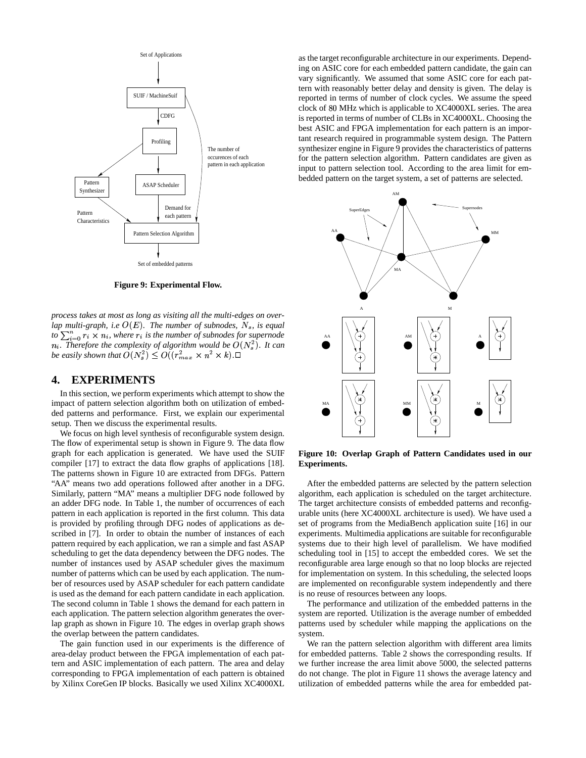Figure 9: Experimental Flow.

*process takes at most as long as visiting all the multi-edges on overlap multi-graph, i.e $O(E)$. The number of subnodes, $N_s$, is equal to $\sum_{i=0}^{n} r_i \times n_i$, where $r_i$ is the number of subnodes for supernode $n_i$. Therefore the complexity of algorithm would be $O(N_s^2)$. It can be easily shown that $O(N_s^2) \leq O((r_{max}^2 \times n^2 \times k)$.*□

## 4. EXPERIMENTS

In this section, we perform experiments which attempt to show the impact of pattern selection algorithm both on utilization of embedded patterns and performance. First, we explain our experimental setup. Then we discuss the experimental results.

We focus on high level synthesis of reconfigurable system design. The flow of experimental setup is shown in Figure 9. The data flow graph for each application is generated. We have used the SUIF compiler [17] to extract the data flow graphs of applications [18]. The patterns shown in Figure 10 are extracted from DFGs. Pattern "AA" means two add operations followed after another in a DFG. Similarly, pattern "MA" means a multiplier DFG node followed by an adder DFG node. In Table 1, the number of occurrences of each pattern in each application is reported in the first column. This data is provided by profiling through DFG nodes of applications as described in [7]. In order to obtain the number of instances of each pattern required by each application, we ran a simple and fast ASAP scheduling to get the data dependency between the DFG nodes. The number of instances used by ASAP scheduler gives the maximum number of patterns which can be used by each application. The number of resources used by ASAP scheduler for each pattern candidate is used as the demand for each pattern candidate in each application. The second column in Table 1 shows the demand for each pattern in each application. The pattern selection algorithm generates the overlap graph as shown in Figure 10. The edges in overlap graph shows the overlap between the pattern candidates.

The gain function used in our experiments is the difference of area-delay product between the FPGA implementation of each pattern and ASIC implementation of each pattern. The area and delay corresponding to FPGA implementation of each pattern is obtained by Xilinx CoreGen IP blocks. Basically we used Xilinx XC4000XL as the target reconfigurable architecture in our experiments. Depending on ASIC core for each embedded pattern candidate, the gain can vary significantly. We assumed that some ASIC core for each pattern with reasonably better delay and density is given. The delay is reported in terms of number of clock cycles. We assume the speed clock of 80 MHz which is applicable to XC4000XL series. The area is reported in terms of number of CLBs in XC4000XL. Choosing the best ASIC and FPGA implementation for each pattern is an important research required in programmable system design. The Pattern synthesizer engine in Figure 9 provides the characteristics of patterns for the pattern selection algorithm. Pattern candidates are given as input to pattern selection tool. According to the area limit for embedded pattern on the target system, a set of patterns are selected.

**Figure 10: Overlap Graph of Pattern Candidates used in our Experiments.**

After the embedded patterns are selected by the pattern selection algorithm, each application is scheduled on the target architecture. The target architecture consists of embedded patterns and reconfigurable units (here XC4000XL architecture is used). We have used a set of programs from the MediaBench application suite [16] in our experiments. Multimedia applications are suitable for reconfigurable systems due to their high level of parallelism. We have modified scheduling tool in [15] to accept the embedded cores. We set the reconfigurable area large enough so that no loop blocks are rejected for implementation on system. In this scheduling, the selected loops are implemented on reconfigurable system independently and there is no reuse of resources between any loops.

The performance and utilization of the embedded patterns in the system are reported. Utilization is the average number of embedded patterns used by scheduler while mapping the applications on the system.

We ran the pattern selection algorithm with different area limits for embedded patterns. Table 2 shows the corresponding results. If we further increase the area limit above 5000, the selected patterns do not change. The plot in Figure 11 shows the average latency and utilization of embedded patterns while the area for embedded pat-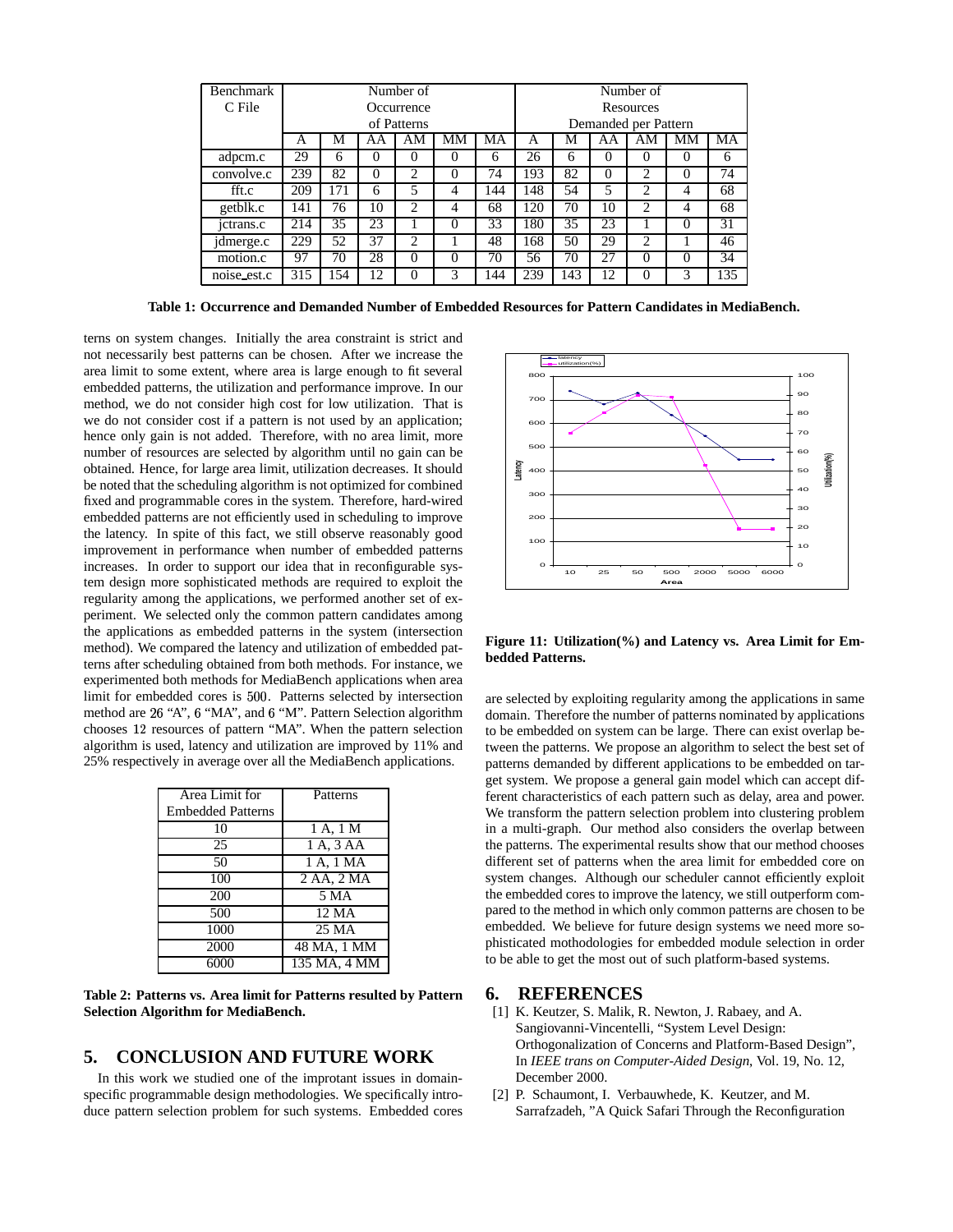| Benchmark C File | Number of Occurrence of Patterns | | | | | | Number of Resources Demanded per Pattern | | | | | |
|---|---|---|---|---|---|---|---|---|---|---|---|---|
| | A | M | AA | AM | MM | MA | A | M | AA | AM | MM | MA |
| adpcm.c | 29 | 6 | 0 | 0 | 0 | 6 | 26 | 6 | 0 | 0 | 0 | 6 |
| convolve.c | 239 | 82 | 0 | 2 | 0 | 74 | 193 | 82 | 0 | 2 | 0 | 74 |
| fft.c | 209 | 171 | 6 | 5 | 4 | 144 | 148 | 54 | 5 | 2 | 4 | 68 |
| getblk.c | 141 | 76 | 10 | 2 | 4 | 68 | 120 | 70 | 10 | 2 | 4 | 68 |
| jctrans.c | 214 | 35 | 23 | 1 | 0 | 33 | 180 | 35 | 23 | 1 | 0 | 31 |
| jdmerge.c | 229 | 52 | 37 | 2 | 1 | 48 | 168 | 50 | 29 | 2 | 1 | 46 |
| motion.c | 97 | 70 | 28 | 0 | 0 | 70 | 56 | 70 | 27 | 0 | 0 | 34 |
| noise_est.c | 315 | 154 | 12 | 0 | 3 | 144 | 239 | 143 | 12 | 0 | 3 | 135 |

**Table 1: Occurrence and Demanded Number of Embedded Resources for Pattern Candidates in MediaBench.**

terns on system changes. Initially the area constraint is strict and not necessarily best patterns can be chosen. After we increase the area limit to some extent, where area is large enough to fit several embedded patterns, the utilization and performance improve. In our method, we do not consider high cost for low utilization. That is we do not consider cost if a pattern is not used by an application; hence only gain is not added. Therefore, with no area limit, more number of resources are selected by algorithm until no gain can be obtained. Hence, for large area limit, utilization decreases. It should be noted that the scheduling algorithm is not optimized for combined fixed and programmable cores in the system. Therefore, hard-wired embedded patterns are not efficiently used in scheduling to improve the latency. In spite of this fact, we still observe reasonably good improvement in performance when number of embedded patterns increases. In order to support our idea that in reconfigurable system design more sophisticated methods are required to exploit the regularity among the applications, we performed another set of experiment. We selected only the common pattern candidates among the applications as embedded patterns in the system (intersection method). We compared the latency and utilization of embedded patterns after scheduling obtained from both methods. For instance, we experimented both methods for MediaBench applications when area limit for embedded cores is 500. Patterns selected by intersection method are 26 "A", 6 "MA", and 6 "M". Pattern Selection algorithm chooses 12 resources of pattern "MA". When the pattern selection algorithm is used, latency and utilization are improved by 11% and 25% respectively in average over all the MediaBench applications.

| Area Limit for Embedded Patterns | Patterns |
|---|---|
| 10 | 1 A, 1 M |
| 25 | 1 A, 3 AA |
| 50 | 1 A, 1 MA |
| 100 | 2 AA, 2 MA |
| 200 | 5 MA |
| 500 | 12 MA |
| 1000 | 25 MA |
| 2000 | 48 MA, 1 MM |
| 6000 | 135 MA, 4 MM |

**Table 2: Patterns vs. Area limit for Patterns resulted by Pattern Selection Algorithm for MediaBench.**

**Figure 11: Utilization(%) and Latency vs. Area Limit for Embedded Patterns.**

## 5. CONCLUSION AND FUTURE WORK

In this work we studied one of the improtant issues in domain-specific programmable design methodologies. We specifically introduce pattern selection problem for such systems. Embedded cores are selected by exploiting regularity among the applications in same domain. Therefore the number of patterns nominated by applications to be embedded on system can be large. There can exist overlap between the patterns. We propose an algorithm to select the best set of patterns demanded by different applications to be embedded on target system. We propose a general gain model which can accept different characteristics of each pattern such as delay, area and power. We transform the pattern selection problem into clustering problem in a multi-graph. Our method also considers the overlap between the patterns. The experimental results show that our method chooses different set of patterns when the area limit for embedded core on system changes. Although our scheduler cannot efficiently exploit the embedded cores to improve the latency, we still outperform compared to the method in which only common patterns are chosen to be embedded. We believe for future design systems we need more sophisticated methodologies for embedded module selection in order to be able to get the most out of such platform-based systems.

## 6. REFERENCES

[1] K. Keutzer, S. Malik, R. Newton, J. Rabaey, and A. Sangiovanni-Vincentelli, "System Level Design: Orthogonalization of Concerns and Platform-Based Design", In *IEEE trans on Computer-Aided Design*, Vol. 19, No. 12, December 2000.

[2] P. Schaumont, I. Verbauwhede, K. Keutzer, and M. Sarrafzadeh, "A Quick Safari Through the Reconfiguration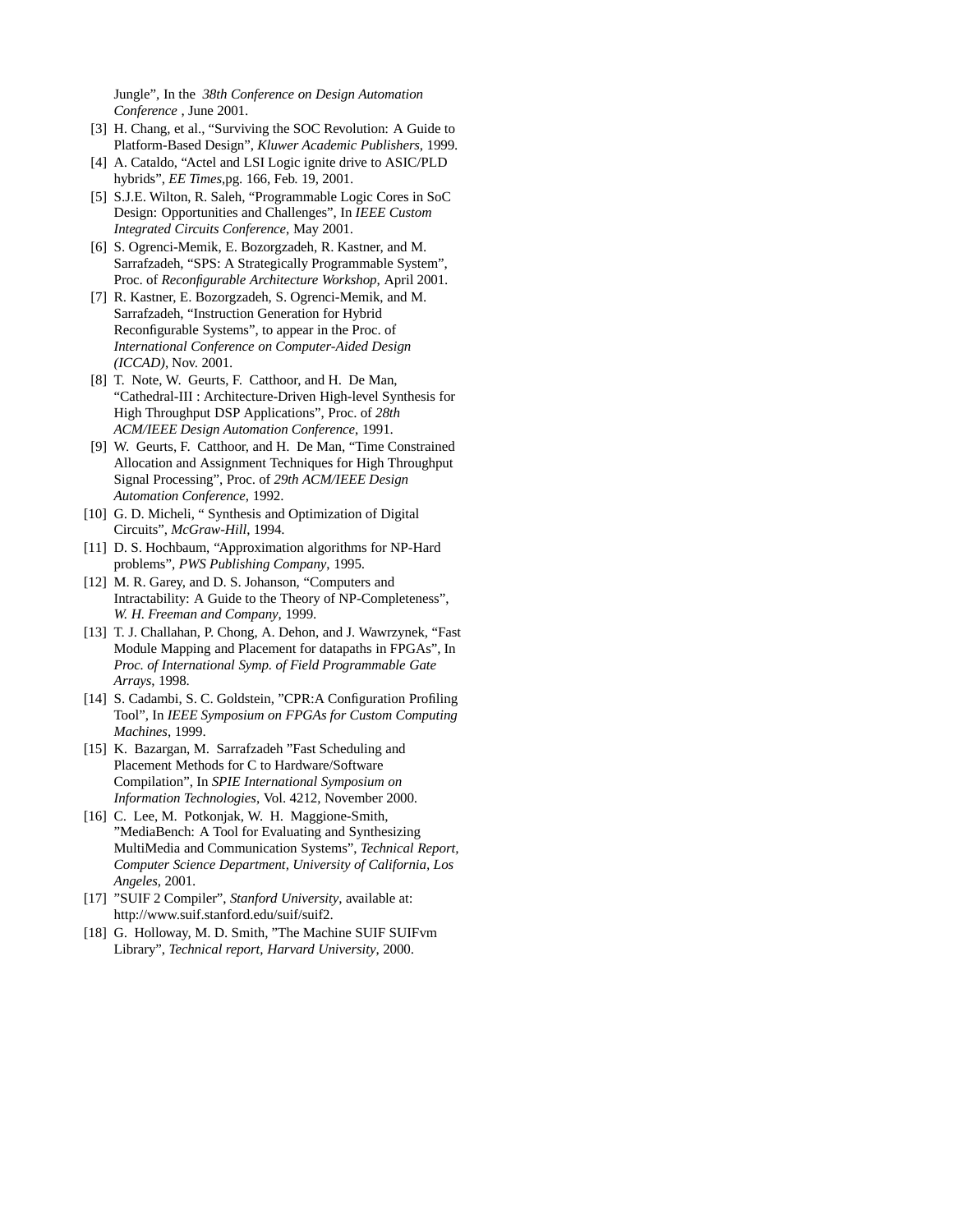Jungle", In the *38th Conference on Design Automation Conference* , June 2001.

[3] H. Chang, et al., "Surviving the SOC Revolution: A Guide to Platform-Based Design", *Kluwer Academic Publishers*, 1999.

[4] A. Cataldo, "Actel and LSI Logic ignite drive to ASIC/PLD hybrids", *EE Times*,pg. 166, Feb. 19, 2001.

[5] S.J.E. Wilton, R. Saleh, "Programmable Logic Cores in SoC Design: Opportunities and Challenges", In *IEEE Custom Integrated Circuits Conference*, May 2001.

[6] S. Ogrenci-Memik, E. Bozorgzadeh, R. Kastner, and M. Sarrafzadeh, "SPS: A Strategically Programmable System", Proc. of *Reconfigurable Architecture Workshop*, April 2001.

[7] R. Kastner, E. Bozorgzadeh, S. Ogrenci-Memik, and M. Sarrafzadeh, "Instruction Generation for Hybrid Reconfigurable Systems", to appear in the Proc. of *International Conference on Computer-Aided Design (ICCAD)*, Nov. 2001.

[8] T. Note, W. Geurts, F. Catthoor, and H. De Man, "Cathedral-III : Architecture-Driven High-level Synthesis for High Throughput DSP Applications", Proc. of *28th ACM/IEEE Design Automation Conference*, 1991.

[9] W. Geurts, F. Catthoor, and H. De Man, "Time Constrained Allocation and Assignment Techniques for High Throughput Signal Processing", Proc. of *29th ACM/IEEE Design Automation Conference*, 1992.

[10] G. D. Micheli, " Synthesis and Optimization of Digital Circuits", *McGraw-Hill*, 1994.

[11] D. S. Hochbaum, "Approximation algorithms for NP-Hard problems", *PWS Publishing Company*, 1995.

[12] M. R. Garey, and D. S. Johanson, "Computers and Intractability: A Guide to the Theory of NP-Completeness", *W. H. Freeman and Company*, 1999.

[13] T. J. Challahan, P. Chong, A. Dehon, and J. Wawrzynek, "Fast Module Mapping and Placement for datapaths in FPGAs", In *Proc. of International Symp. of Field Programmable Gate Arrays*, 1998.

[14] S. Cadambi, S. C. Goldstein, "CPR:A Configuration Profiling Tool", In *IEEE Symposium on FPGAs for Custom Computing Machines*, 1999.

[15] K. Bazargan, M. Sarrafzadeh "Fast Scheduling and Placement Methods for C to Hardware/Software Compilation", In *SPIE International Symposium on Information Technologies*, Vol. 4212, November 2000.

[16] C. Lee, M. Potkonjak, W. H. Maggione-Smith, "MediaBench: A Tool for Evaluating and Synthesizing MultiMedia and Communication Systems", *Technical Report, Computer Science Department, University of California, Los Angeles*, 2001.

[17] "SUIF 2 Compiler", *Stanford University*, available at: http://www.suif.stanford.edu/suif/suif2.

[18] G. Holloway, M. D. Smith, "The Machine SUIF SUIFvm Library", *Technical report*, *Harvard University*, 2000.